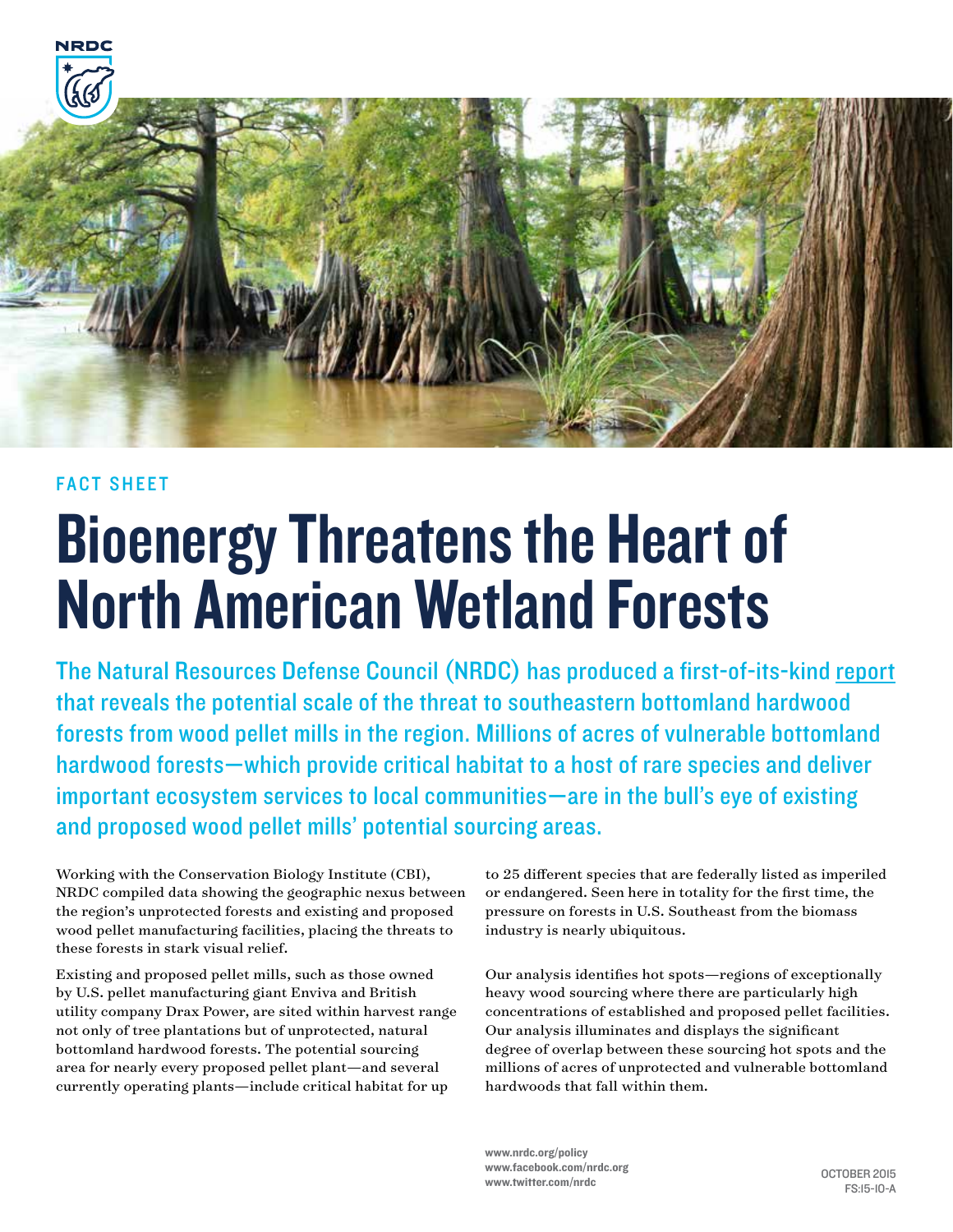FACT SHEET

# Bioenergy Threatens the Heart of North American Wetland Forests

The Natural Resources Defense Council (NRDC) has produced a first-of-its-kind report that reveals the potential scale of the threat to southeastern bottomland hardwood forests from wood pellet mills in the region. Millions of acres of vulnerable bottomland hardwood forests—which provide critical habitat to a host of rare species and deliver important ecosystem services to local communities—are in the bull's eye of existing and proposed wood pellet mills' potential sourcing areas.

Working with the Conservation Biology Institute (CBI), NRDC compiled data showing the geographic nexus between the region's unprotected forests and existing and proposed wood pellet manufacturing facilities, placing the threats to these forests in stark visual relief.

Existing and proposed pellet mills, such as those owned by U.S. pellet manufacturing giant Enviva and British utility company Drax Power, are sited within harvest range not only of tree plantations but of unprotected, natural bottomland hardwood forests. The potential sourcing area for nearly every proposed pellet plant—and several currently operating plants—include critical habitat for up to 25 different species that are federally listed as imperiled or endangered. Seen here in totality for the first time, the pressure on forests in U.S. Southeast from the biomass industry is nearly ubiquitous.

Our analysis identifies hot spots—regions of exceptionally heavy wood sourcing where there are particularly high concentrations of established and proposed pellet facilities. Our analysis illuminates and displays the significant degree of overlap between these sourcing hot spots and the millions of acres of unprotected and vulnerable bottomland hardwoods that fall within them.

www.nrdc.org/policy
www.facebook.com/nrdc.org
www.twitter.com/nrdc

OCTOBER 2015
FS:15-10-A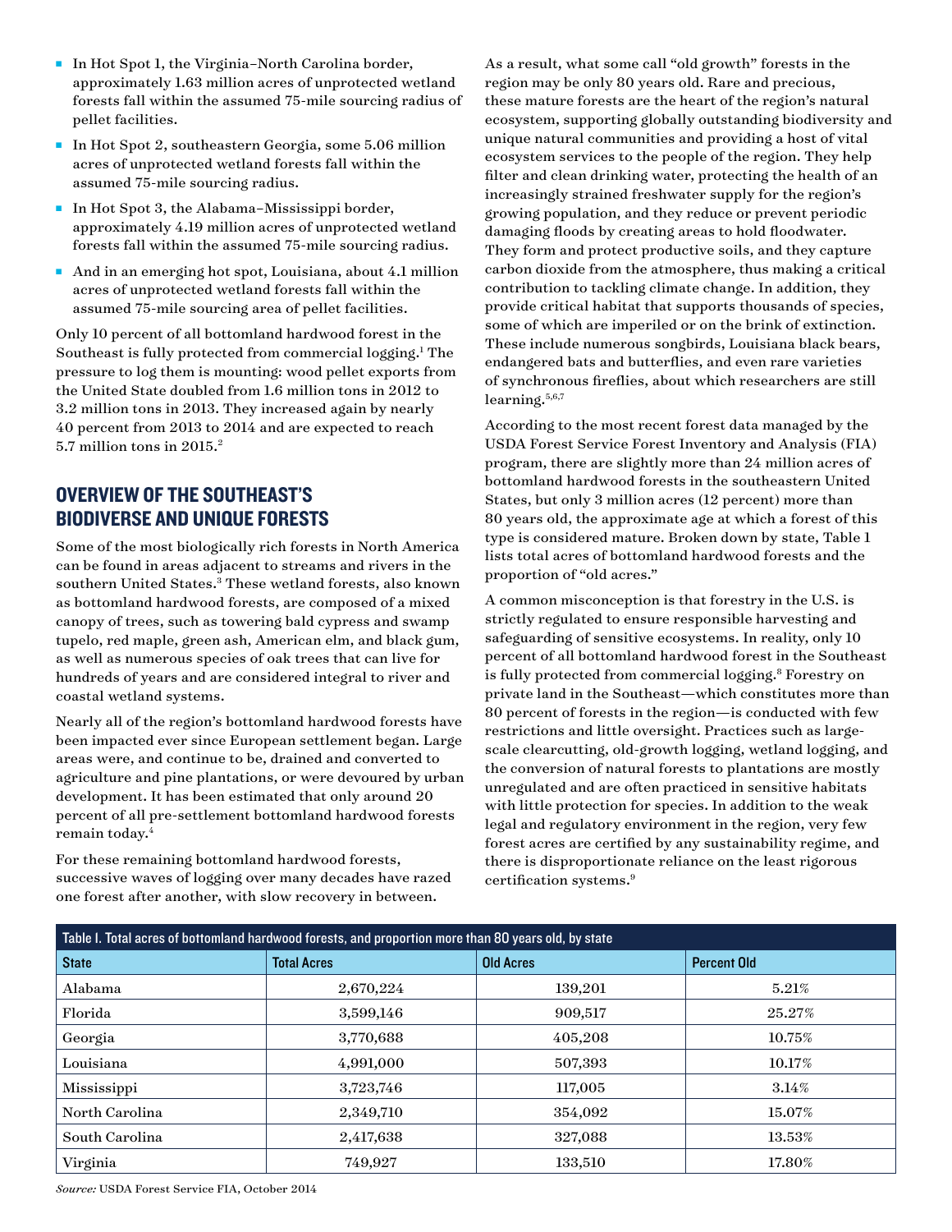- In Hot Spot 1, the Virginia–North Carolina border, approximately 1.63 million acres of unprotected wetland forests fall within the assumed 75-mile sourcing radius of pellet facilities.
- In Hot Spot 2, southeastern Georgia, some 5.06 million acres of unprotected wetland forests fall within the assumed 75-mile sourcing radius.
- In Hot Spot 3, the Alabama–Mississippi border, approximately 4.19 million acres of unprotected wetland forests fall within the assumed 75-mile sourcing radius.
- And in an emerging hot spot, Louisiana, about 4.1 million acres of unprotected wetland forests fall within the assumed 75-mile sourcing area of pellet facilities.

Only 10 percent of all bottomland hardwood forest in the Southeast is fully protected from commercial logging.[1] The pressure to log them is mounting: wood pellet exports from the United State doubled from 1.6 million tons in 2012 to 3.2 million tons in 2013. They increased again by nearly 40 percent from 2013 to 2014 and are expected to reach 5.7 million tons in 2015.[2]

## OVERVIEW OF THE SOUTHEAST'S BIODIVERSE AND UNIQUE FORESTS

Some of the most biologically rich forests in North America can be found in areas adjacent to streams and rivers in the southern United States.[3] These wetland forests, also known as bottomland hardwood forests, are composed of a mixed canopy of trees, such as towering bald cypress and swamp tupelo, red maple, green ash, American elm, and black gum, as well as numerous species of oak trees that can live for hundreds of years and are considered integral to river and coastal wetland systems.

Nearly all of the region's bottomland hardwood forests have been impacted ever since European settlement began. Large areas were, and continue to be, drained and converted to agriculture and pine plantations, or were devoured by urban development. It has been estimated that only around 20 percent of all pre-settlement bottomland hardwood forests remain today.[4]

For these remaining bottomland hardwood forests, successive waves of logging over many decades have razed one forest after another, with slow recovery in between. As a result, what some call "old growth" forests in the region may be only 80 years old. Rare and precious, these mature forests are the heart of the region's natural ecosystem, supporting globally outstanding biodiversity and unique natural communities and providing a host of vital ecosystem services to the people of the region. They help filter and clean drinking water, protecting the health of an increasingly strained freshwater supply for the region's growing population, and they reduce or prevent periodic damaging floods by creating areas to hold floodwater. They form and protect productive soils, and they capture carbon dioxide from the atmosphere, thus making a critical contribution to tackling climate change. In addition, they provide critical habitat that supports thousands of species, some of which are imperiled or on the brink of extinction. These include numerous songbirds, Louisiana black bears, endangered bats and butterflies, and even rare varieties of synchronous fireflies, about which researchers are still learning.[5,6,7]

According to the most recent forest data managed by the USDA Forest Service Forest Inventory and Analysis (FIA) program, there are slightly more than 24 million acres of bottomland hardwood forests in the southeastern United States, but only 3 million acres (12 percent) more than 80 years old, the approximate age at which a forest of this type is considered mature. Broken down by state, Table 1 lists total acres of bottomland hardwood forests and the proportion of "old acres."

A common misconception is that forestry in the U.S. is strictly regulated to ensure responsible harvesting and safeguarding of sensitive ecosystems. In reality, only 10 percent of all bottomland hardwood forest in the Southeast is fully protected from commercial logging.[8] Forestry on private land in the Southeast—which constitutes more than 80 percent of forests in the region—is conducted with few restrictions and little oversight. Practices such as large-scale clearcutting, old-growth logging, wetland logging, and the conversion of natural forests to plantations are mostly unregulated and are often practiced in sensitive habitats with little protection for species. In addition to the weak legal and regulatory environment in the region, very few forest acres are certified by any sustainability regime, and there is disproportionate reliance on the least rigorous certification systems.[9]

Table I. Total acres of bottomland hardwood forests, and proportion more than 80 years old, by state

| State | Total Acres | Old Acres | Percent Old |
|---|---|---|---|
| Alabama | 2,670,224 | 139,201 | 5.21% |
| Florida | 3,599,146 | 909,517 | 25.27% |
| Georgia | 3,770,688 | 405,208 | 10.75% |
| Louisiana | 4,991,000 | 507,393 | 10.17% |
| Mississippi | 3,723,746 | 117,005 | 3.14% |
| North Carolina | 2,349,710 | 354,092 | 15.07% |
| South Carolina | 2,417,638 | 327,088 | 13.53% |
| Virginia | 749,927 | 133,510 | 17.80% |

*Source:* USDA Forest Service FIA, October 2014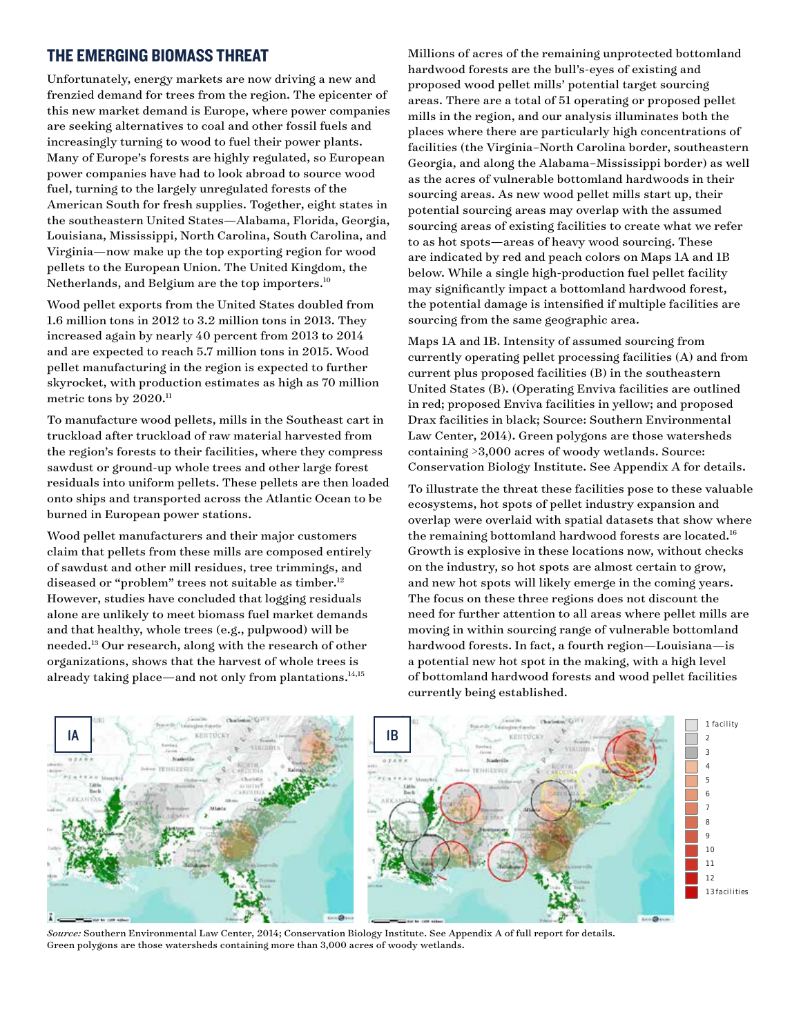## THE EMERGING BIOMASS THREAT

Unfortunately, energy markets are now driving a new and frenzied demand for trees from the region. The epicenter of this new market demand is Europe, where power companies are seeking alternatives to coal and other fossil fuels and increasingly turning to wood to fuel their power plants. Many of Europe's forests are highly regulated, so European power companies have had to look abroad to source wood fuel, turning to the largely unregulated forests of the American South for fresh supplies. Together, eight states in the southeastern United States—Alabama, Florida, Georgia, Louisiana, Mississippi, North Carolina, South Carolina, and Virginia—now make up the top exporting region for wood pellets to the European Union. The United Kingdom, the Netherlands, and Belgium are the top importers.[10]

Wood pellet exports from the United States doubled from 1.6 million tons in 2012 to 3.2 million tons in 2013. They increased again by nearly 40 percent from 2013 to 2014 and are expected to reach 5.7 million tons in 2015. Wood pellet manufacturing in the region is expected to further skyrocket, with production estimates as high as 70 million metric tons by 2020.[11]

To manufacture wood pellets, mills in the Southeast cart in truckload after truckload of raw material harvested from the region's forests to their facilities, where they compress sawdust or ground-up whole trees and other large forest residuals into uniform pellets. These pellets are then loaded onto ships and transported across the Atlantic Ocean to be burned in European power stations.

Wood pellet manufacturers and their major customers claim that pellets from these mills are composed entirely of sawdust and other mill residues, tree trimmings, and diseased or "problem" trees not suitable as timber.[12] However, studies have concluded that logging residuals alone are unlikely to meet biomass fuel market demands and that healthy, whole trees (e.g., pulpwood) will be needed.[13] Our research, along with the research of other organizations, shows that the harvest of whole trees is already taking place—and not only from plantations.[14,15]

Millions of acres of the remaining unprotected bottomland hardwood forests are the bull's-eyes of existing and proposed wood pellet mills' potential target sourcing areas. There are a total of 51 operating or proposed pellet mills in the region, and our analysis illuminates both the places where there are particularly high concentrations of facilities (the Virginia–North Carolina border, southeastern Georgia, and along the Alabama–Mississippi border) as well as the acres of vulnerable bottomland hardwoods in their sourcing areas. As new wood pellet mills start up, their potential sourcing areas may overlap with the assumed sourcing areas of existing facilities to create what we refer to as hot spots—areas of heavy wood sourcing. These are indicated by red and peach colors on Maps 1A and 1B below. While a single high-production fuel pellet facility may significantly impact a bottomland hardwood forest, the potential damage is intensified if multiple facilities are sourcing from the same geographic area.

Maps 1A and 1B. Intensity of assumed sourcing from currently operating pellet processing facilities (A) and from current plus proposed facilities (B) in the southeastern United States (B). (Operating Enviva facilities are outlined in red; proposed Enviva facilities in yellow; and proposed Drax facilities in black; Source: Southern Environmental Law Center, 2014). Green polygons are those watersheds containing >3,000 acres of woody wetlands. Source: Conservation Biology Institute. See Appendix A for details.

To illustrate the threat these facilities pose to these valuable ecosystems, hot spots of pellet industry expansion and overlap were overlaid with spatial datasets that show where the remaining bottomland hardwood forests are located.[16] Growth is explosive in these locations now, without checks on the industry, so hot spots are almost certain to grow, and new hot spots will likely emerge in the coming years. The focus on these three regions does not discount the need for further attention to all areas where pellet mills are moving in within sourcing range of vulnerable bottomland hardwood forests. In fact, a fourth region—Louisiana—is a potential new hot spot in the making, with a high level of bottomland hardwood forests and wood pellet facilities currently being established.

IA | IB

Legend: 1 facility, 2, 3, 4, 5, 6, 7, 8, 9, 10, 11, 12, 13 facilities

*Source:* Southern Environmental Law Center, 2014; Conservation Biology Institute. See Appendix A of full report for details. Green polygons are those watersheds containing more than 3,000 acres of woody wetlands.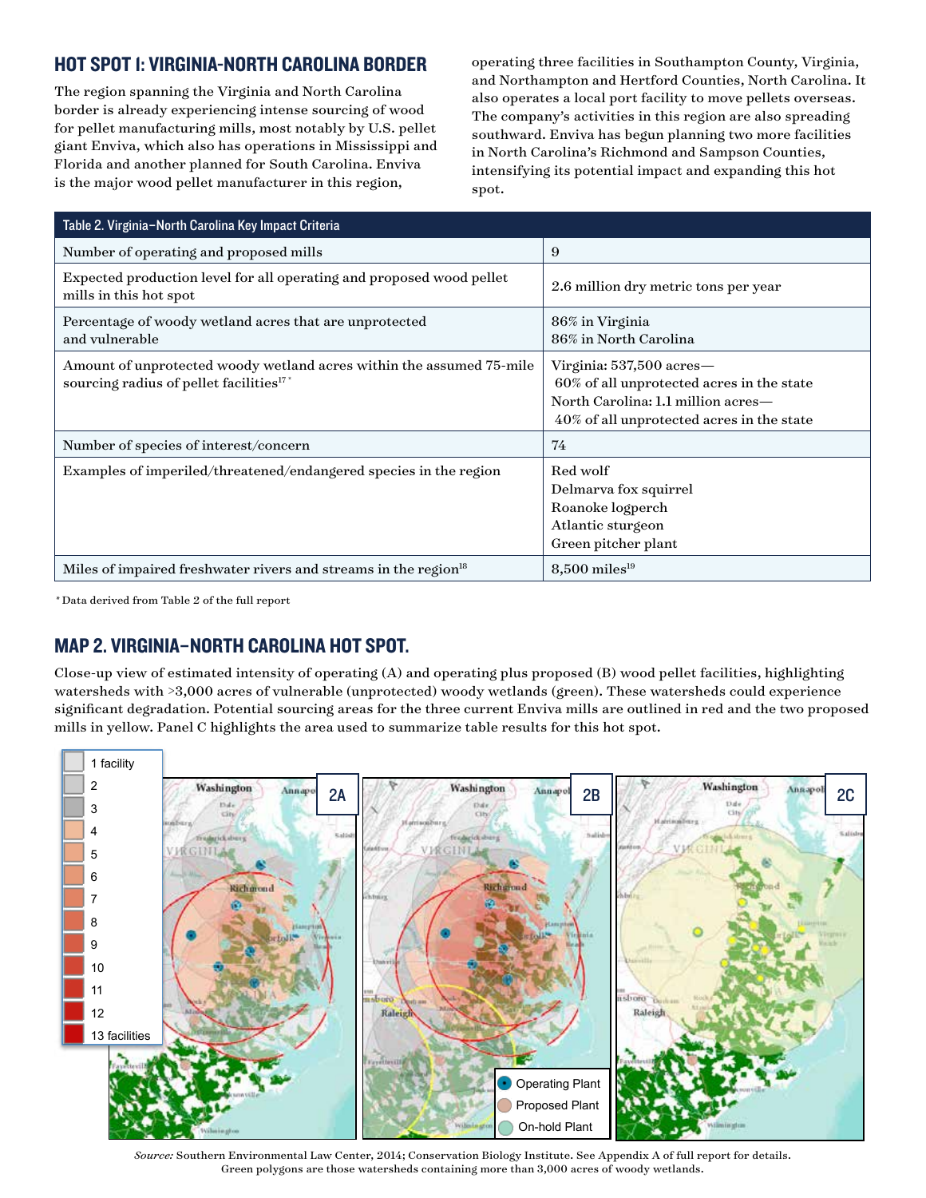## HOT SPOT 1: VIRGINIA-NORTH CAROLINA BORDER

The region spanning the Virginia and North Carolina border is already experiencing intense sourcing of wood for pellet manufacturing mills, most notably by U.S. pellet giant Enviva, which also has operations in Mississippi and Florida and another planned for South Carolina. Enviva is the major wood pellet manufacturer in this region, operating three facilities in Southampton County, Virginia, and Northampton and Hertford Counties, North Carolina. It also operates a local port facility to move pellets overseas. The company's activities in this region are also spreading southward. Enviva has begun planning two more facilities in North Carolina's Richmond and Sampson Counties, intensifying its potential impact and expanding this hot spot.

| Table 2. Virginia–North Carolina Key Impact Criteria | |
|---|---|
| Number of operating and proposed mills | 9 |
| Expected production level for all operating and proposed wood pellet mills in this hot spot | 2.6 million dry metric tons per year |
| Percentage of woody wetland acres that are unprotected and vulnerable | 86% in Virginia<br>86% in North Carolina |
| Amount of unprotected woody wetland acres within the assumed 75-mile sourcing radius of pellet facilities[17*] | Virginia: 537,500 acres—<br>60% of all unprotected acres in the state<br>North Carolina: 1.1 million acres—<br>40% of all unprotected acres in the state |
| Number of species of interest/concern | 74 |
| Examples of imperiled/threatened/endangered species in the region | Red wolf<br>Delmarva fox squirrel<br>Roanoke logperch<br>Atlantic sturgeon<br>Green pitcher plant |
| Miles of impaired freshwater rivers and streams in the region[18] | 8,500 miles[19] |

* Data derived from Table 2 of the full report

## MAP 2. VIRGINIA–NORTH CAROLINA HOT SPOT.

Close-up view of estimated intensity of operating (A) and operating plus proposed (B) wood pellet facilities, highlighting watersheds with >3,000 acres of vulnerable (unprotected) woody wetlands (green). These watersheds could experience significant degradation. Potential sourcing areas for the three current Enviva mills are outlined in red and the two proposed mills in yellow. Panel C highlights the area used to summarize table results for this hot spot.

*Source:* Southern Environmental Law Center, 2014; Conservation Biology Institute. See Appendix A of full report for details. Green polygons are those watersheds containing more than 3,000 acres of woody wetlands.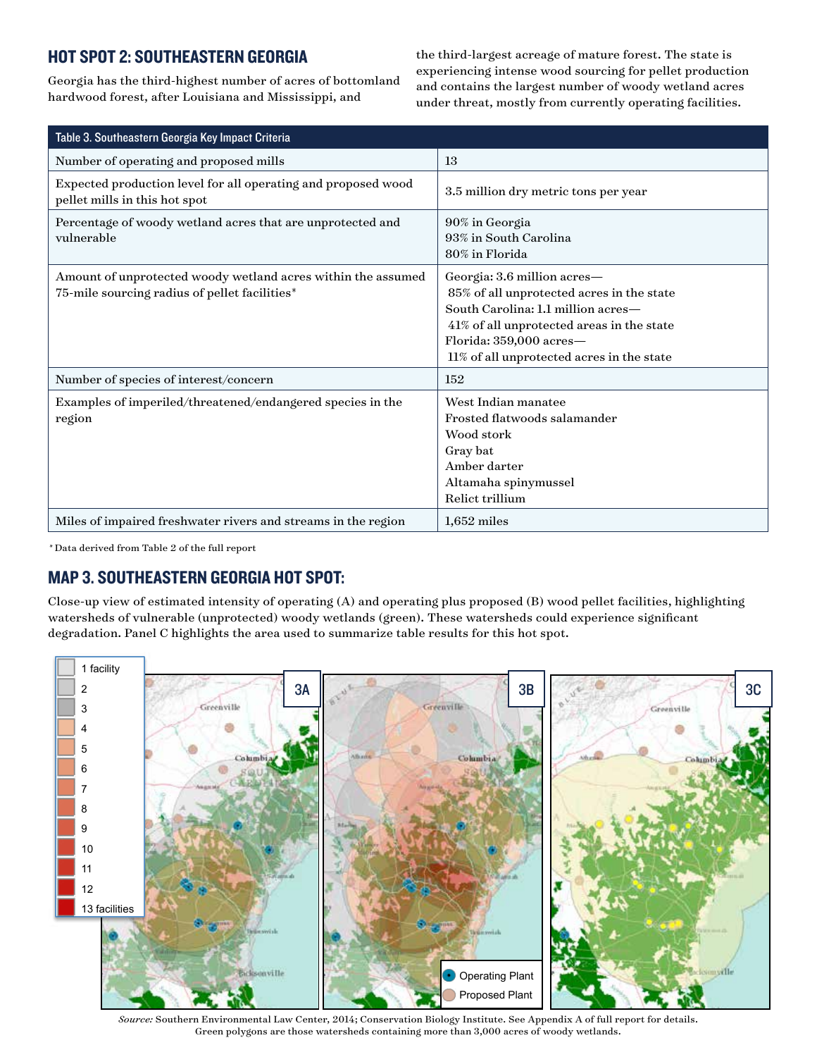## HOT SPOT 2: SOUTHEASTERN GEORGIA

Georgia has the third-highest number of acres of bottomland hardwood forest, after Louisiana and Mississippi, and the third-largest acreage of mature forest. The state is experiencing intense wood sourcing for pellet production and contains the largest number of woody wetland acres under threat, mostly from currently operating facilities.

| Table 3. Southeastern Georgia Key Impact Criteria | |
|---|---|
| Number of operating and proposed mills | 13 |
| Expected production level for all operating and proposed wood pellet mills in this hot spot | 3.5 million dry metric tons per year |
| Percentage of woody wetland acres that are unprotected and vulnerable | 90% in Georgia<br>93% in South Carolina<br>80% in Florida |
| Amount of unprotected woody wetland acres within the assumed 75-mile sourcing radius of pellet facilities* | Georgia: 3.6 million acres— 85% of all unprotected acres in the state<br>South Carolina: 1.1 million acres— 41% of all unprotected areas in the state<br>Florida: 359,000 acres— 11% of all unprotected acres in the state |
| Number of species of interest/concern | 152 |
| Examples of imperiled/threatened/endangered species in the region | West Indian manatee<br>Frosted flatwoods salamander<br>Wood stork<br>Gray bat<br>Amber darter<br>Altamaha spinymussel<br>Relict trillium |
| Miles of impaired freshwater rivers and streams in the region | 1,652 miles |

*Data derived from Table 2 of the full report

## MAP 3. SOUTHEASTERN GEORGIA HOT SPOT:

Close-up view of estimated intensity of operating (A) and operating plus proposed (B) wood pellet facilities, highlighting watersheds of vulnerable (unprotected) woody wetlands (green). These watersheds could experience significant degradation. Panel C highlights the area used to summarize table results for this hot spot.

*Source:* Southern Environmental Law Center, 2014; Conservation Biology Institute. See Appendix A of full report for details. Green polygons are those watersheds containing more than 3,000 acres of woody wetlands.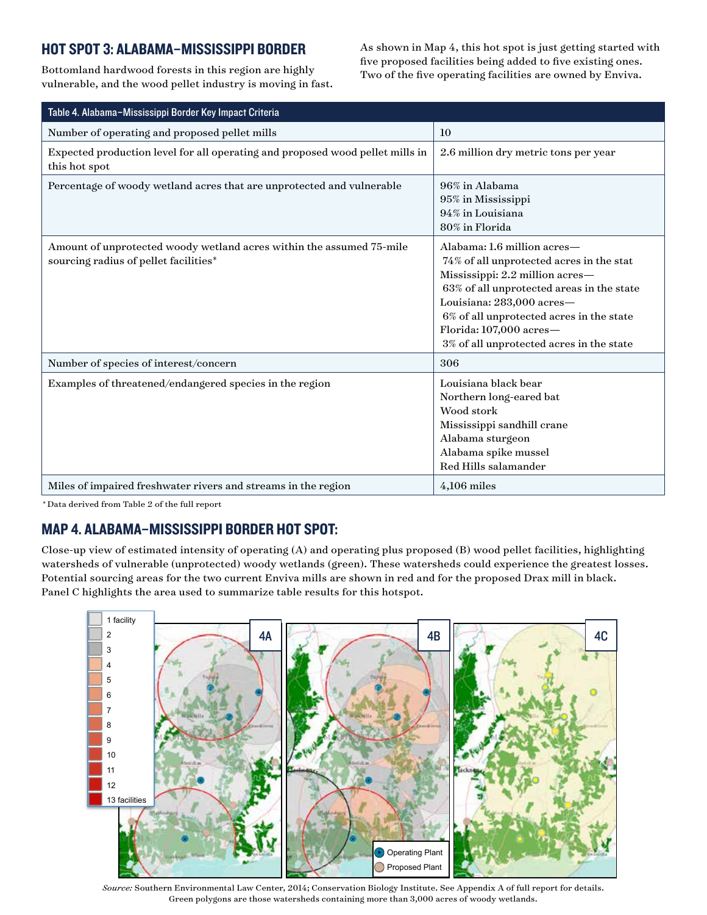## HOT SPOT 3: ALABAMA–MISSISSIPPI BORDER

Bottomland hardwood forests in this region are highly vulnerable, and the wood pellet industry is moving in fast.

As shown in Map 4, this hot spot is just getting started with five proposed facilities being added to five existing ones. Two of the five operating facilities are owned by Enviva.

| Table 4. Alabama–Mississippi Border Key Impact Criteria | |
|---|---|
| Number of operating and proposed pellet mills | 10 |
| Expected production level for all operating and proposed wood pellet mills in this hot spot | 2.6 million dry metric tons per year |
| Percentage of woody wetland acres that are unprotected and vulnerable | 96% in Alabama<br>95% in Mississippi<br>94% in Louisiana<br>80% in Florida |
| Amount of unprotected woody wetland acres within the assumed 75-mile sourcing radius of pellet facilities* | Alabama: 1.6 million acres—<br>74% of all unprotected acres in the stat<br>Mississippi: 2.2 million acres—<br>63% of all unprotected areas in the state<br>Louisiana: 283,000 acres—<br>6% of all unprotected acres in the state<br>Florida: 107,000 acres—<br>3% of all unprotected acres in the state |
| Number of species of interest/concern | 306 |
| Examples of threatened/endangered species in the region | Louisiana black bear<br>Northern long-eared bat<br>Wood stork<br>Mississippi sandhill crane<br>Alabama sturgeon<br>Alabama spike mussel<br>Red Hills salamander |
| Miles of impaired freshwater rivers and streams in the region | 4,106 miles |

* Data derived from Table 2 of the full report

## MAP 4. ALABAMA–MISSISSIPPI BORDER HOT SPOT:

Close-up view of estimated intensity of operating (A) and operating plus proposed (B) wood pellet facilities, highlighting watersheds of vulnerable (unprotected) woody wetlands (green). These watersheds could experience the greatest losses. Potential sourcing areas for the two current Enviva mills are shown in red and for the proposed Drax mill in black. Panel C highlights the area used to summarize table results for this hotspot.

*Source:* Southern Environmental Law Center, 2014; Conservation Biology Institute. See Appendix A of full report for details. Green polygons are those watersheds containing more than 3,000 acres of woody wetlands.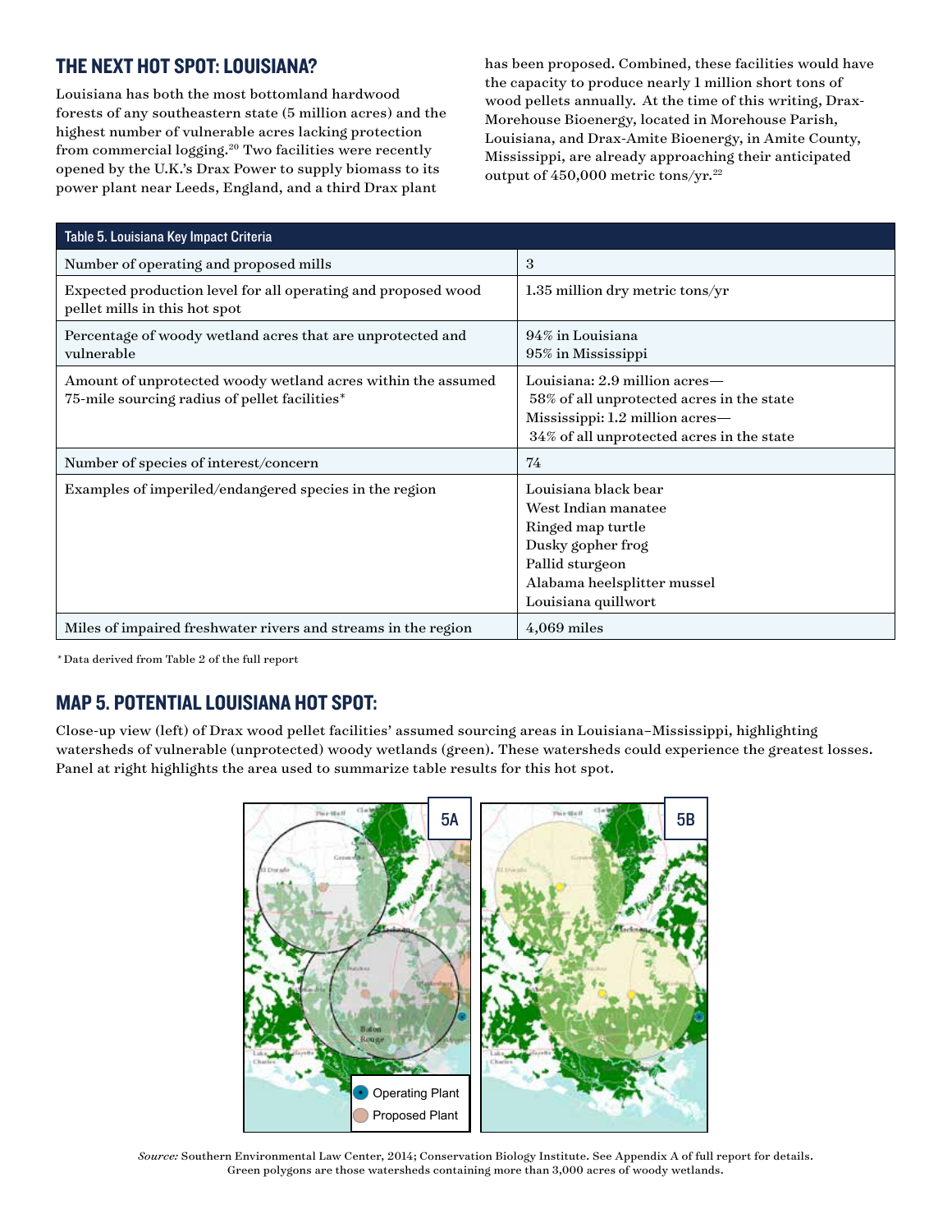## THE NEXT HOT SPOT: LOUISIANA?

Louisiana has both the most bottomland hardwood forests of any southeastern state (5 million acres) and the highest number of vulnerable acres lacking protection from commercial logging.[20] Two facilities were recently opened by the U.K.'s Drax Power to supply biomass to its power plant near Leeds, England, and a third Drax plant has been proposed. Combined, these facilities would have the capacity to produce nearly 1 million short tons of wood pellets annually. At the time of this writing, Drax-Morehouse Bioenergy, located in Morehouse Parish, Louisiana, and Drax-Amite Bioenergy, in Amite County, Mississippi, are already approaching their anticipated output of 450,000 metric tons/yr.[22]

| Table 5. Louisiana Key Impact Criteria | |
|---|---|
| Number of operating and proposed mills | 3 |
| Expected production level for all operating and proposed wood pellet mills in this hot spot | 1.35 million dry metric tons/yr |
| Percentage of woody wetland acres that are unprotected and vulnerable | 94% in Louisiana<br>95% in Mississippi |
| Amount of unprotected woody wetland acres within the assumed 75-mile sourcing radius of pellet facilities* | Louisiana: 2.9 million acres—<br>58% of all unprotected acres in the state<br>Mississippi: 1.2 million acres—<br>34% of all unprotected acres in the state |
| Number of species of interest/concern | 74 |
| Examples of imperiled/endangered species in the region | Louisiana black bear<br>West Indian manatee<br>Ringed map turtle<br>Dusky gopher frog<br>Pallid sturgeon<br>Alabama heelsplitter mussel<br>Louisiana quillwort |
| Miles of impaired freshwater rivers and streams in the region | 4,069 miles |

* Data derived from Table 2 of the full report

## MAP 5. POTENTIAL LOUISIANA HOT SPOT:

Close-up view (left) of Drax wood pellet facilities' assumed sourcing areas in Louisiana–Mississippi, highlighting watersheds of vulnerable (unprotected) woody wetlands (green). These watersheds could experience the greatest losses. Panel at right highlights the area used to summarize table results for this hot spot.

*Source:* Southern Environmental Law Center, 2014; Conservation Biology Institute. See Appendix A of full report for details. Green polygons are those watersheds containing more than 3,000 acres of woody wetlands.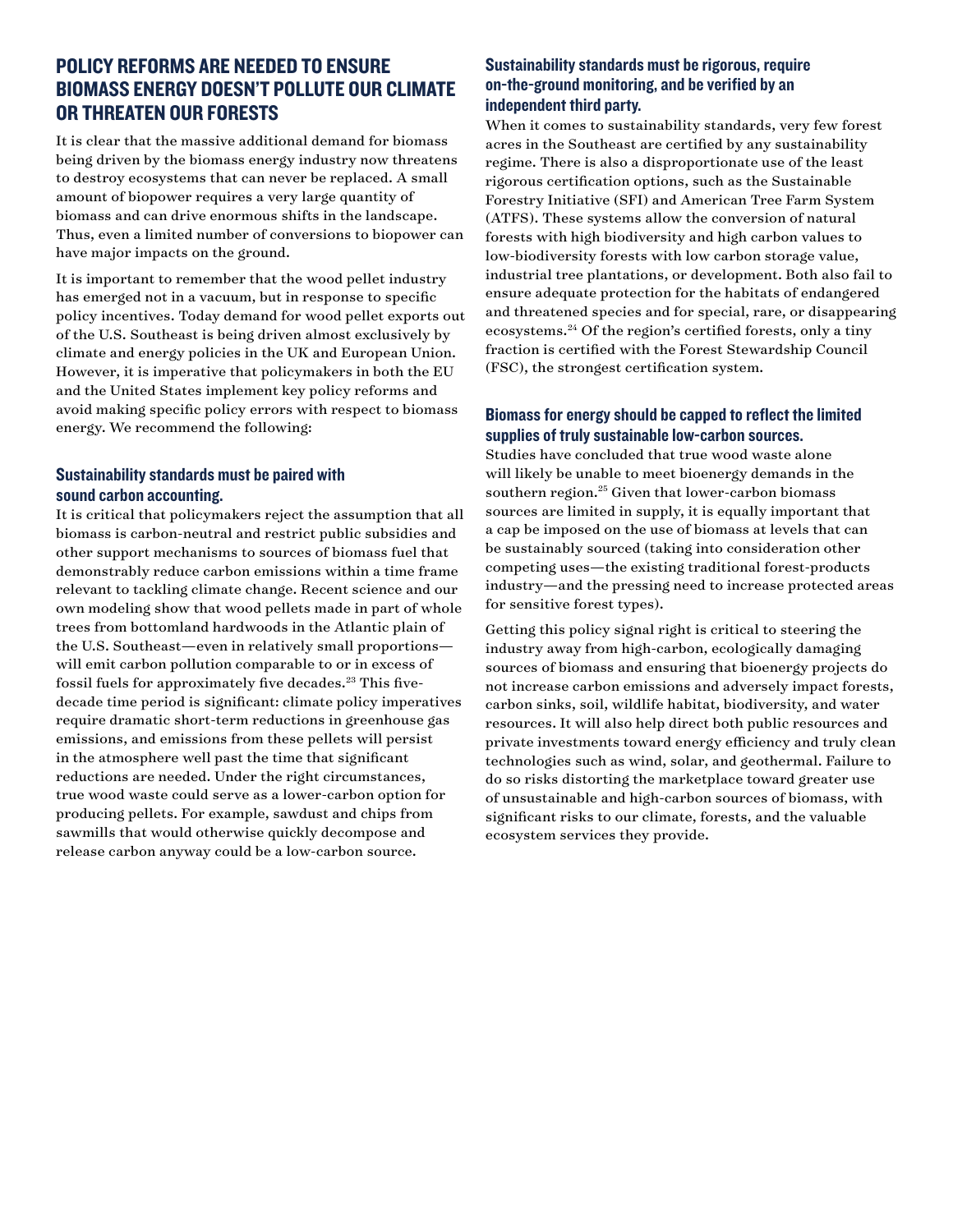## POLICY REFORMS ARE NEEDED TO ENSURE BIOMASS ENERGY DOESN'T POLLUTE OUR CLIMATE OR THREATEN OUR FORESTS

It is clear that the massive additional demand for biomass being driven by the biomass energy industry now threatens to destroy ecosystems that can never be replaced. A small amount of biopower requires a very large quantity of biomass and can drive enormous shifts in the landscape. Thus, even a limited number of conversions to biopower can have major impacts on the ground.

It is important to remember that the wood pellet industry has emerged not in a vacuum, but in response to specific policy incentives. Today demand for wood pellet exports out of the U.S. Southeast is being driven almost exclusively by climate and energy policies in the UK and European Union. However, it is imperative that policymakers in both the EU and the United States implement key policy reforms and avoid making specific policy errors with respect to biomass energy. We recommend the following:

### Sustainability standards must be paired with sound carbon accounting.

It is critical that policymakers reject the assumption that all biomass is carbon-neutral and restrict public subsidies and other support mechanisms to sources of biomass fuel that demonstrably reduce carbon emissions within a time frame relevant to tackling climate change. Recent science and our own modeling show that wood pellets made in part of whole trees from bottomland hardwoods in the Atlantic plain of the U.S. Southeast—even in relatively small proportions—will emit carbon pollution comparable to or in excess of fossil fuels for approximately five decades.[23] This five-decade time period is significant: climate policy imperatives require dramatic short-term reductions in greenhouse gas emissions, and emissions from these pellets will persist in the atmosphere well past the time that significant reductions are needed. Under the right circumstances, true wood waste could serve as a lower-carbon option for producing pellets. For example, sawdust and chips from sawmills that would otherwise quickly decompose and release carbon anyway could be a low-carbon source.

### Sustainability standards must be rigorous, require on-the-ground monitoring, and be verified by an independent third party.

When it comes to sustainability standards, very few forest acres in the Southeast are certified by any sustainability regime. There is also a disproportionate use of the least rigorous certification options, such as the Sustainable Forestry Initiative (SFI) and American Tree Farm System (ATFS). These systems allow the conversion of natural forests with high biodiversity and high carbon values to low-biodiversity forests with low carbon storage value, industrial tree plantations, or development. Both also fail to ensure adequate protection for the habitats of endangered and threatened species and for special, rare, or disappearing ecosystems.[24] Of the region's certified forests, only a tiny fraction is certified with the Forest Stewardship Council (FSC), the strongest certification system.

### Biomass for energy should be capped to reflect the limited supplies of truly sustainable low-carbon sources.

Studies have concluded that true wood waste alone will likely be unable to meet bioenergy demands in the southern region.[25] Given that lower-carbon biomass sources are limited in supply, it is equally important that a cap be imposed on the use of biomass at levels that can be sustainably sourced (taking into consideration other competing uses—the existing traditional forest-products industry—and the pressing need to increase protected areas for sensitive forest types).

Getting this policy signal right is critical to steering the industry away from high-carbon, ecologically damaging sources of biomass and ensuring that bioenergy projects do not increase carbon emissions and adversely impact forests, carbon sinks, soil, wildlife habitat, biodiversity, and water resources. It will also help direct both public resources and private investments toward energy efficiency and truly clean technologies such as wind, solar, and geothermal. Failure to do so risks distorting the marketplace toward greater use of unsustainable and high-carbon sources of biomass, with significant risks to our climate, forests, and the valuable ecosystem services they provide.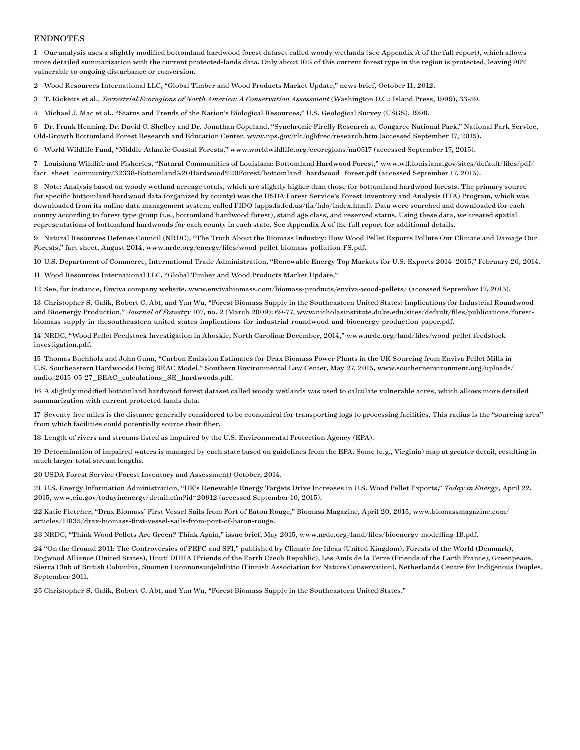## ENDNOTES

1 Our analysis uses a slightly modified bottomland hardwood forest dataset called woody wetlands (see Appendix A of the full report), which allows more detailed summarization with the current protected-lands data. Only about 10% of this current forest type in the region is protected, leaving 90% vulnerable to ongoing disturbance or conversion.

2 Wood Resources International LLC, "Global Timber and Wood Products Market Update," news brief, October 11, 2012.

3 T. Ricketts et al., *Terrestrial Ecoregions of North America: A Conservation Assessment* (Washington D.C.: Island Press, 1999), 33-59.

4 Michael J. Mac et al., "Status and Trends of the Nation's Biological Resources," U.S. Geological Survey (USGS), 1998.

5 Dr. Frank Henning, Dr. David C. Shelley and Dr. Jonathan Copeland, "Synchronic Firefly Research at Congaree National Park," National Park Service, Old-Growth Bottomland Forest Research and Education Center. www.nps.gov/rlc/ogbfrec/research.htm (accessed September 17, 2015).

6 World Wildlife Fund, "Middle Atlantic Coastal Forests," www.worldwildlife.org/ecoregions/na0517 (accessed September 17, 2015).

7 Louisiana Wildlife and Fisheries, "Natural Communities of Louisiana: Bottomland Hardwood Forest," www.wlf.louisiana.gov/sites/default/files/pdf/fact_sheet_community/32338-Bottomland%20Hardwood%20Forest/bottomland_hardwood_forest.pdf (accessed September 17, 2015).

8 Note: Analysis based on woody wetland acreage totals, which are slightly higher than those for bottomland hardwood forests. The primary source for specific bottomland hardwood data (organized by county) was the USDA Forest Service's Forest Inventory and Analysis (FIA) Program, which was downloaded from its online data management system, called FIDO (apps.fs.fed.us/fia/fido/index.html). Data were searched and downloaded for each county according to forest type group (i.e., bottomland hardwood forest), stand age class, and reserved status. Using these data, we created spatial representations of bottomland hardwoods for each county in each state. See Appendix A of the full report for additional details.

9 Natural Resources Defense Council (NRDC), "The Truth About the Biomass Industry: How Wood Pellet Exports Pollute Our Climate and Damage Our Forests," fact sheet, August 2014, www.nrdc.org/energy/files/wood-pellet-biomass-pollution-FS.pdf.

10 U.S. Department of Commerce, International Trade Administration, "Renewable Energy Top Markets for U.S. Exports 2014–2015," February 26, 2014.

11 Wood Resources International LLC, "Global Timber and Wood Products Market Update."

12 See, for instance, Enviva company website, www.envivabiomass.com/biomass-products/enviva-wood-pellets/ (accessed September 17, 2015).

13 Christopher S. Galik, Robert C. Abt, and Yun Wu, "Forest Biomass Supply in the Southeastern United States: Implications for Industrial Roundwood and Bioenergy Production," *Journal of Forestry* 107, no. 2 (March 2009): 69-77, www.nicholasinstitute.duke.edu/sites/default/files/publications/forest-biomass-supply-in-thesoutheastern-united-states-implications-for-industrial-roundwood-and-bioenergy-production-paper.pdf.

14 NRDC, "Wood Pellet Feedstock Investigation in Ahoskie, North Carolina: December, 2014," www.nrdc.org/land/files/wood-pellet-feedstock-investigation.pdf.

15 Thomas Buchholz and John Gunn, "Carbon Emission Estimates for Drax Biomass Power Plants in the UK Sourcing from Enviva Pellet Mills in U.S. Southeastern Hardwoods Using BEAC Model," Southern Environmental Law Center, May 27, 2015, www.southernenvironment.org/uploads/audio/2015-05-27_BEAC_calculations_SE_hardwoods.pdf.

16 A slightly modified bottomland hardwood forest dataset called woody wetlands was used to calculate vulnerable acres, which allows more detailed summarization with current protected-lands data.

17 Seventy-five miles is the distance generally considered to be economical for transporting logs to processing facilities. This radius is the "sourcing area" from which facilities could potentially source their fiber.

18 Length of rivers and streams listed as impaired by the U.S. Environmental Protection Agency (EPA).

19 Determination of impaired waters is managed by each state based on guidelines from the EPA. Some (e.g., Virginia) map at greater detail, resulting in much larger total stream lengths.

20 USDA Forest Service (Forest Inventory and Assessment) October, 2014.

21 U.S. Energy Information Administration, "UK's Renewable Energy Targets Drive Increases in U.S. Wood Pellet Exports," *Today in Energy*, April 22, 2015, www.eia.gov/todayinenergy/detail.cfm?id=20912 (accessed September 10, 2015).

22 Katie Fletcher, "Drax Biomass' First Vessel Sails from Port of Baton Rouge," Biomass Magazine, April 20, 2015, www.biomassmagazine.com/articles/11835/drax-biomass-first-vessel-sails-from-port-of-baton-rouge.

23 NRDC, "Think Wood Pellets Are Green? Think Again," issue brief, May 2015, www.nrdc.org/land/files/bioenergy-modelling-IB.pdf.

24 "On the Ground 2011: The Controversies of PEFC and SFI," published by Climate for Ideas (United Kingdom), Forests of the World (Denmark), Dogwood Alliance (United States), Hnutí DUHA (Friends of the Earth Czech Republic), Les Amis de la Terre (Friends of the Earth France), Greenpeace, Sierra Club of British Columbia, Suomen Luonnonsuojeluliitto (Finnish Association for Nature Conservation), Netherlands Centre for Indigenous Peoples, September 2011.

25 Christopher S. Galik, Robert C. Abt, and Yun Wu, "Forest Biomass Supply in the Southeastern United States."